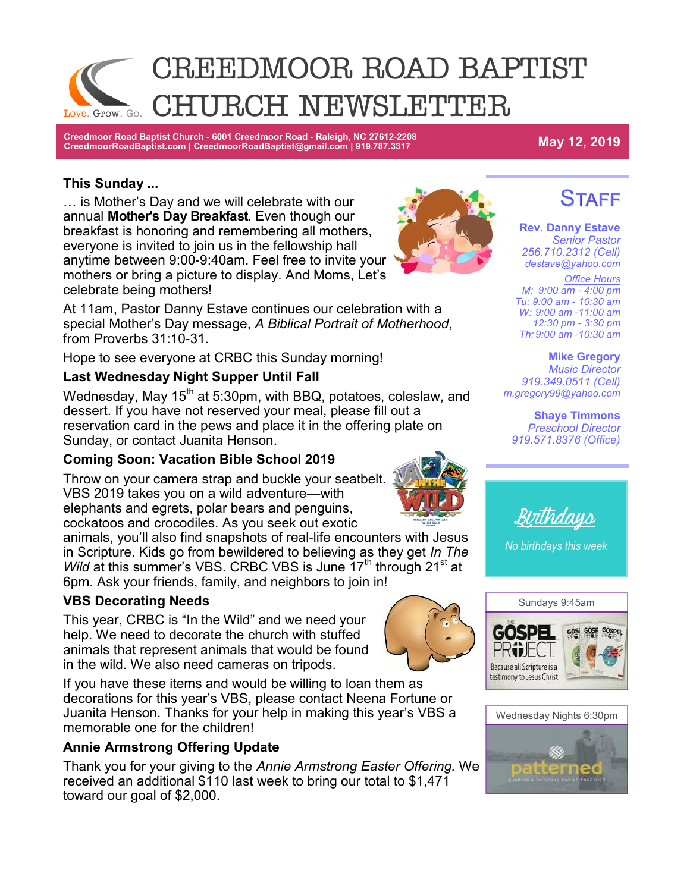# CREEDMOOR ROAD BAPTIST CHURCH NEWSLETTER

Love. Grow. Go.

**Creedmoor Road Baptist Church - 6001 Creedmoor Road - Raleigh, NC 27612-2208**
**CreedmoorRoadBaptist.com | CreedmoorRoadBaptist@gmail.com | 919.787.3317**

**May 12, 2019**

### This Sunday ...

… is Mother's Day and we will celebrate with our annual **Mother's Day Breakfast**. Even though our breakfast is honoring and remembering all mothers, everyone is invited to join us in the fellowship hall anytime between 9:00-9:40am. Feel free to invite your mothers or bring a picture to display. And Moms, Let's celebrate being mothers!

At 11am, Pastor Danny Estave continues our celebration with a special Mother's Day message, *A Biblical Portrait of Motherhood*, from Proverbs 31:10-31.

Hope to see everyone at CRBC this Sunday morning!

### Last Wednesday Night Supper Until Fall

Wednesday, May 15th at 5:30pm, with BBQ, potatoes, coleslaw, and dessert. If you have not reserved your meal, please fill out a reservation card in the pews and place it in the offering plate on Sunday, or contact Juanita Henson.

### Coming Soon: Vacation Bible School 2019

Throw on your camera strap and buckle your seatbelt. VBS 2019 takes you on a wild adventure—with elephants and egrets, polar bears and penguins, cockatoos and crocodiles. As you seek out exotic animals, you'll also find snapshots of real-life encounters with Jesus in Scripture. Kids go from bewildered to believing as they get *In The Wild* at this summer's VBS. CRBC VBS is June 17th through 21st at 6pm. Ask your friends, family, and neighbors to join in!

### VBS Decorating Needs

This year, CRBC is "In the Wild" and we need your help. We need to decorate the church with stuffed animals that represent animals that would be found in the wild. We also need cameras on tripods.

If you have these items and would be willing to loan them as decorations for this year's VBS, please contact Neena Fortune or Juanita Henson. Thanks for your help in making this year's VBS a memorable one for the children!

### Annie Armstrong Offering Update

Thank you for your giving to the *Annie Armstrong Easter Offering.* We received an additional $110 last week to bring our total to $1,471 toward our goal of $2,000.

## STAFF

**Rev. Danny Estave**
*Senior Pastor*
*256.710.2312 (Cell)*
*destave@yahoo.com*

*Office Hours*
*M: 9:00 am - 4:00 pm*
*Tu: 9:00 am - 10:30 am*
*W: 9:00 am -11:00 am*
*12:30 pm - 3:30 pm*
*Th: 9:00 am -10:30 am*

**Mike Gregory**
*Music Director*
*919.349.0511 (Cell)*
*m.gregory99@yahoo.com*

**Shaye Timmons**
*Preschool Director*
*919.571.8376 (Office)*

## Birthdays

*No birthdays this week*

Sundays 9:45am

THE GOSPEL PROJECT — Because all Scripture is a testimony to Jesus Christ

Wednesday Nights 6:30pm

patterned — SHARING & IMITATING CHRIST TOGETHER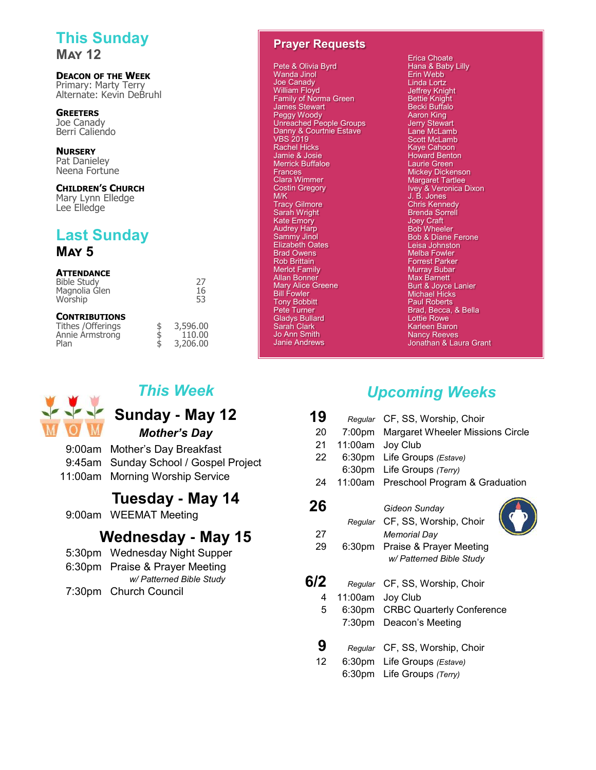## This Sunday

### May 12

**Deacon of the Week**
Primary: Marty Terry
Alternate: Kevin DeBruhl

**Greeters**
Joe Canady
Berri Caliendo

**Nursery**
Pat Danieley
Neena Fortune

**Children's Church**
Mary Lynn Elledge
Lee Elledge

## Last Sunday

### May 5

**Attendance**

| | |
|---|---|
| Bible Study | 27 |
| Magnolia Glen | 16 |
| Worship | 53 |

**Contributions**

| | |
|---|---|
| Tithes /Offerings | $ 3,596.00 |
| Annie Armstrong | $ 110.00 |
| Plan | $ 3,206.00 |

## Prayer Requests

Pete & Olivia Byrd
Wanda Jinol
Joe Canady
William Floyd
Family of Norma Green
James Stewart
Peggy Woody
Unreached People Groups
Danny & Courtnie Estave
VBS 2019
Rachel Hicks
Jamie & Josie
Merrick Buffaloe
Frances
Clara Wimmer
Costin Gregory
M/K
Tracy Gilmore
Sarah Wright
Kate Emory
Audrey Harp
Sammy Jinol
Elizabeth Oates
Brad Owens
Rob Brittain
Merlot Family
Allan Bonner
Mary Alice Greene
Bill Fowler
Tony Bobbitt
Pete Turner
Gladys Bullard
Sarah Clark
Jo Ann Smith
Janie Andrews
Erica Choate
Hana & Baby Lilly
Erin Webb
Linda Lortz
Jeffrey Knight
Bettie Knight
Becki Buffalo
Aaron King
Jerry Stewart
Lane McLamb
Scott McLamb
Kaye Cahoon
Howard Benton
Laurie Green
Mickey Dickenson
Margaret Tartlee
Ivey & Veronica Dixon
J. B. Jones
Chris Kennedy
Brenda Sorrell
Joey Craft
Bob Wheeler
Bob & Diane Ferone
Leisa Johnston
Melba Fowler
Forrest Parker
Murray Bubar
Max Barnett
Burt & Joyce Lanier
Michael Hicks
Paul Roberts
Brad, Becca, & Bella
Lottie Rowe
Karleen Baron
Nancy Reeves
Jonathan & Laura Grant

## *This Week*

### Sunday - May 12
***Mother's Day***

9:00am Mother's Day Breakfast
9:45am Sunday School / Gospel Project
11:00am Morning Worship Service

### Tuesday - May 14

9:00am WEEMAT Meeting

### Wednesday - May 15

5:30pm Wednesday Night Supper
6:30pm Praise & Prayer Meeting
*w/ Patterned Bible Study*
7:30pm Church Council

## *Upcoming Weeks*

| | | |
|---|---|---|
| **19** | *Regular* | CF, SS, Worship, Choir |
| 20 | 7:00pm | Margaret Wheeler Missions Circle |
| 21 | 11:00am | Joy Club |
| 22 | 6:30pm | Life Groups *(Estave)* |
| | 6:30pm | Life Groups *(Terry)* |
| 24 | 11:00am | Preschool Program & Graduation |
| **26** | | *Gideon Sunday* |
| | *Regular* | CF, SS, Worship, Choir |
| 27 | | *Memorial Day* |
| 29 | 6:30pm | Praise & Prayer Meeting *w/ Patterned Bible Study* |
| **6/2** | *Regular* | CF, SS, Worship, Choir |
| 4 | 11:00am | Joy Club |
| 5 | 6:30pm | CRBC Quarterly Conference |
| | 7:30pm | Deacon's Meeting |
| **9** | *Regular* | CF, SS, Worship, Choir |
| 12 | 6:30pm | Life Groups *(Estave)* |
| | 6:30pm | Life Groups *(Terry)* |